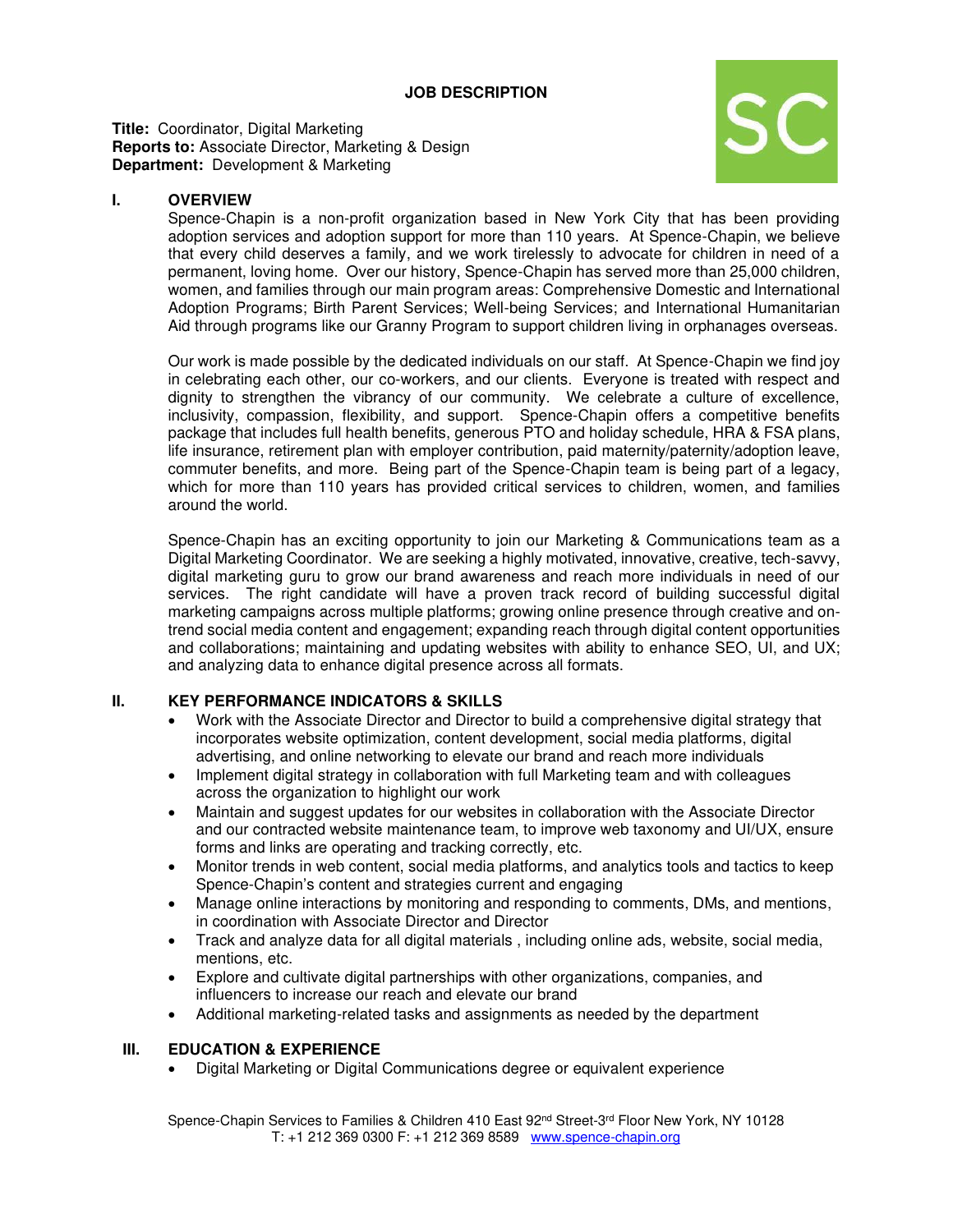**JOB DESCRIPTION**

**Title:** Coordinator, Digital Marketing
**Reports to:** Associate Director, Marketing & Design
**Department:** Development & Marketing

## I. OVERVIEW

Spence-Chapin is a non-profit organization based in New York City that has been providing adoption services and adoption support for more than 110 years. At Spence-Chapin, we believe that every child deserves a family, and we work tirelessly to advocate for children in need of a permanent, loving home. Over our history, Spence-Chapin has served more than 25,000 children, women, and families through our main program areas: Comprehensive Domestic and International Adoption Programs; Birth Parent Services; Well-being Services; and International Humanitarian Aid through programs like our Granny Program to support children living in orphanages overseas.

Our work is made possible by the dedicated individuals on our staff. At Spence-Chapin we find joy in celebrating each other, our co-workers, and our clients. Everyone is treated with respect and dignity to strengthen the vibrancy of our community. We celebrate a culture of excellence, inclusivity, compassion, flexibility, and support. Spence-Chapin offers a competitive benefits package that includes full health benefits, generous PTO and holiday schedule, HRA & FSA plans, life insurance, retirement plan with employer contribution, paid maternity/paternity/adoption leave, commuter benefits, and more. Being part of the Spence-Chapin team is being part of a legacy, which for more than 110 years has provided critical services to children, women, and families around the world.

Spence-Chapin has an exciting opportunity to join our Marketing & Communications team as a Digital Marketing Coordinator. We are seeking a highly motivated, innovative, creative, tech-savvy, digital marketing guru to grow our brand awareness and reach more individuals in need of our services. The right candidate will have a proven track record of building successful digital marketing campaigns across multiple platforms; growing online presence through creative and on-trend social media content and engagement; expanding reach through digital content opportunities and collaborations; maintaining and updating websites with ability to enhance SEO, UI, and UX; and analyzing data to enhance digital presence across all formats.

## II. KEY PERFORMANCE INDICATORS & SKILLS

- Work with the Associate Director and Director to build a comprehensive digital strategy that incorporates website optimization, content development, social media platforms, digital advertising, and online networking to elevate our brand and reach more individuals
- Implement digital strategy in collaboration with full Marketing team and with colleagues across the organization to highlight our work
- Maintain and suggest updates for our websites in collaboration with the Associate Director and our contracted website maintenance team, to improve web taxonomy and UI/UX, ensure forms and links are operating and tracking correctly, etc.
- Monitor trends in web content, social media platforms, and analytics tools and tactics to keep Spence-Chapin's content and strategies current and engaging
- Manage online interactions by monitoring and responding to comments, DMs, and mentions, in coordination with Associate Director and Director
- Track and analyze data for all digital materials , including online ads, website, social media, mentions, etc.
- Explore and cultivate digital partnerships with other organizations, companies, and influencers to increase our reach and elevate our brand
- Additional marketing-related tasks and assignments as needed by the department

## III. EDUCATION & EXPERIENCE

- Digital Marketing or Digital Communications degree or equivalent experience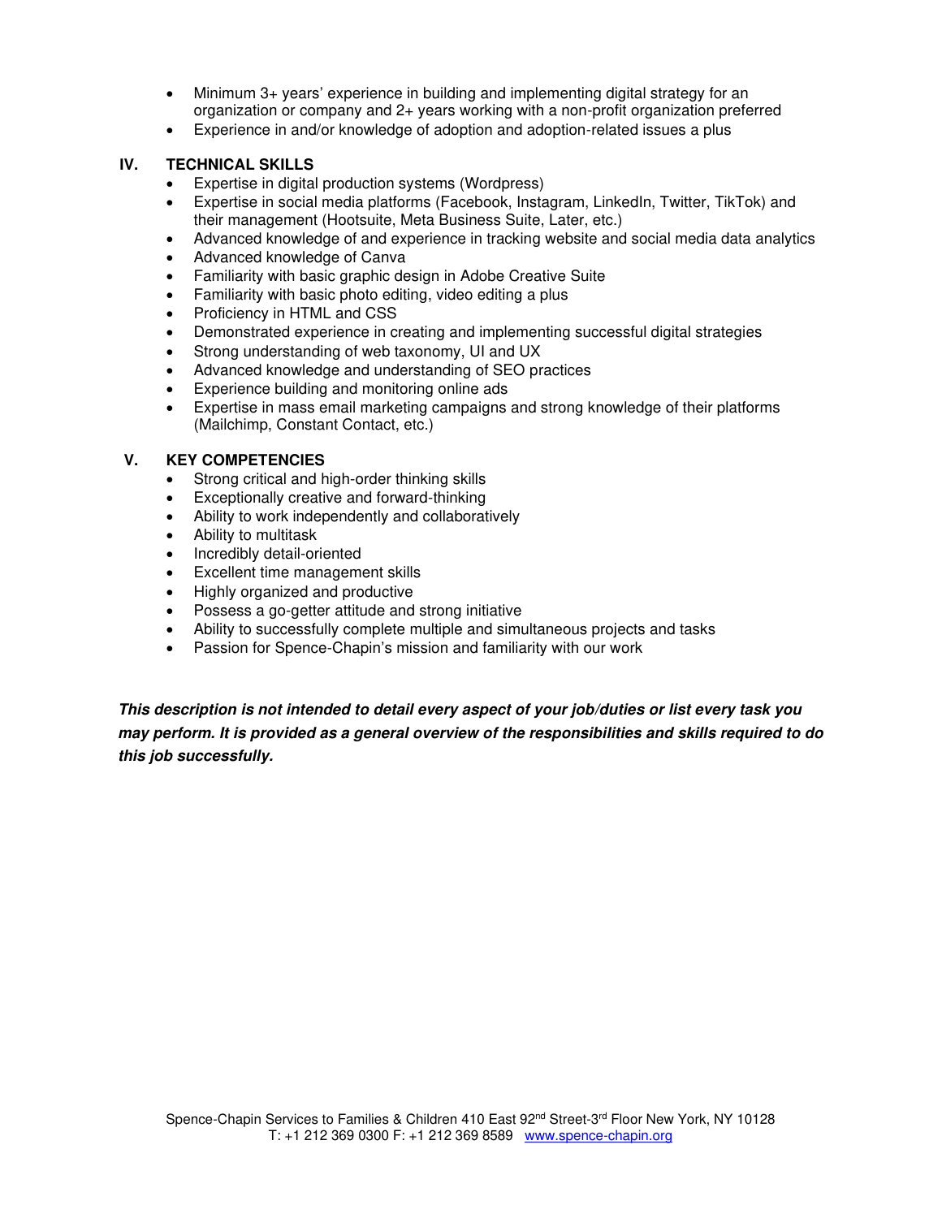- Minimum 3+ years' experience in building and implementing digital strategy for an organization or company and 2+ years working with a non-profit organization preferred
- Experience in and/or knowledge of adoption and adoption-related issues a plus

## IV. TECHNICAL SKILLS

- Expertise in digital production systems (Wordpress)
- Expertise in social media platforms (Facebook, Instagram, LinkedIn, Twitter, TikTok) and their management (Hootsuite, Meta Business Suite, Later, etc.)
- Advanced knowledge of and experience in tracking website and social media data analytics
- Advanced knowledge of Canva
- Familiarity with basic graphic design in Adobe Creative Suite
- Familiarity with basic photo editing, video editing a plus
- Proficiency in HTML and CSS
- Demonstrated experience in creating and implementing successful digital strategies
- Strong understanding of web taxonomy, UI and UX
- Advanced knowledge and understanding of SEO practices
- Experience building and monitoring online ads
- Expertise in mass email marketing campaigns and strong knowledge of their platforms (Mailchimp, Constant Contact, etc.)

## V. KEY COMPETENCIES

- Strong critical and high-order thinking skills
- Exceptionally creative and forward-thinking
- Ability to work independently and collaboratively
- Ability to multitask
- Incredibly detail-oriented
- Excellent time management skills
- Highly organized and productive
- Possess a go-getter attitude and strong initiative
- Ability to successfully complete multiple and simultaneous projects and tasks
- Passion for Spence-Chapin's mission and familiarity with our work

***This description is not intended to detail every aspect of your job/duties or list every task you may perform. It is provided as a general overview of the responsibilities and skills required to do this job successfully.***

Spence-Chapin Services to Families & Children 410 East 92nd Street-3rd Floor New York, NY 10128
T: +1 212 369 0300 F: +1 212 369 8589 www.spence-chapin.org